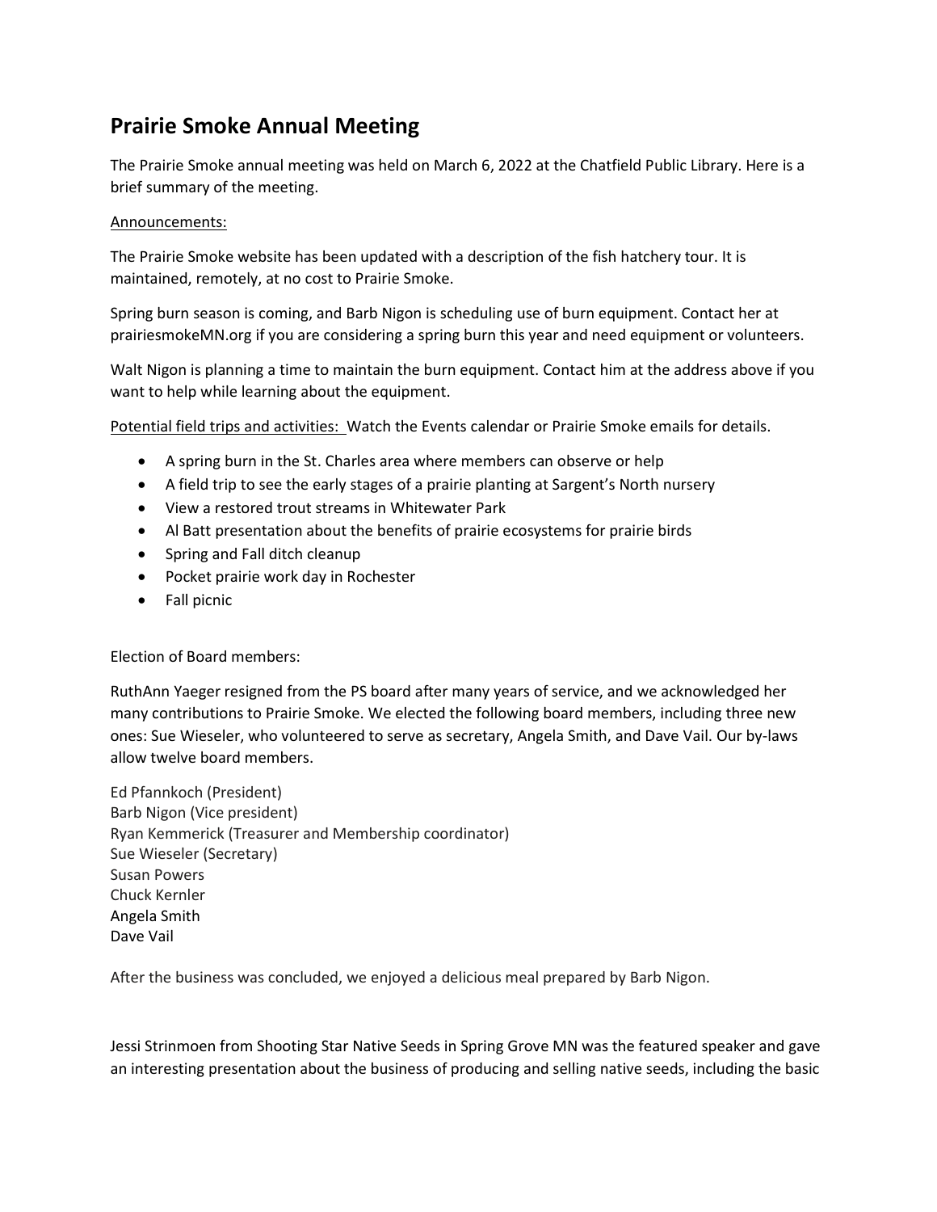# Prairie Smoke Annual Meeting

The Prairie Smoke annual meeting was held on March 6, 2022 at the Chatfield Public Library. Here is a brief summary of the meeting.

Announcements:

The Prairie Smoke website has been updated with a description of the fish hatchery tour. It is maintained, remotely, at no cost to Prairie Smoke.

Spring burn season is coming, and Barb Nigon is scheduling use of burn equipment. Contact her at prairiesmokeMN.org if you are considering a spring burn this year and need equipment or volunteers.

Walt Nigon is planning a time to maintain the burn equipment. Contact him at the address above if you want to help while learning about the equipment.

Potential field trips and activities: Watch the Events calendar or Prairie Smoke emails for details.

- A spring burn in the St. Charles area where members can observe or help
- A field trip to see the early stages of a prairie planting at Sargent's North nursery
- View a restored trout streams in Whitewater Park
- Al Batt presentation about the benefits of prairie ecosystems for prairie birds
- Spring and Fall ditch cleanup
- Pocket prairie work day in Rochester
- Fall picnic

Election of Board members:

RuthAnn Yaeger resigned from the PS board after many years of service, and we acknowledged her many contributions to Prairie Smoke. We elected the following board members, including three new ones: Sue Wieseler, who volunteered to serve as secretary, Angela Smith, and Dave Vail. Our by-laws allow twelve board members.

Ed Pfannkoch (President)
Barb Nigon (Vice president)
Ryan Kemmerick (Treasurer and Membership coordinator)
Sue Wieseler (Secretary)
Susan Powers
Chuck Kernler
Angela Smith
Dave Vail

After the business was concluded, we enjoyed a delicious meal prepared by Barb Nigon.

Jessi Strinmoen from Shooting Star Native Seeds in Spring Grove MN was the featured speaker and gave an interesting presentation about the business of producing and selling native seeds, including the basic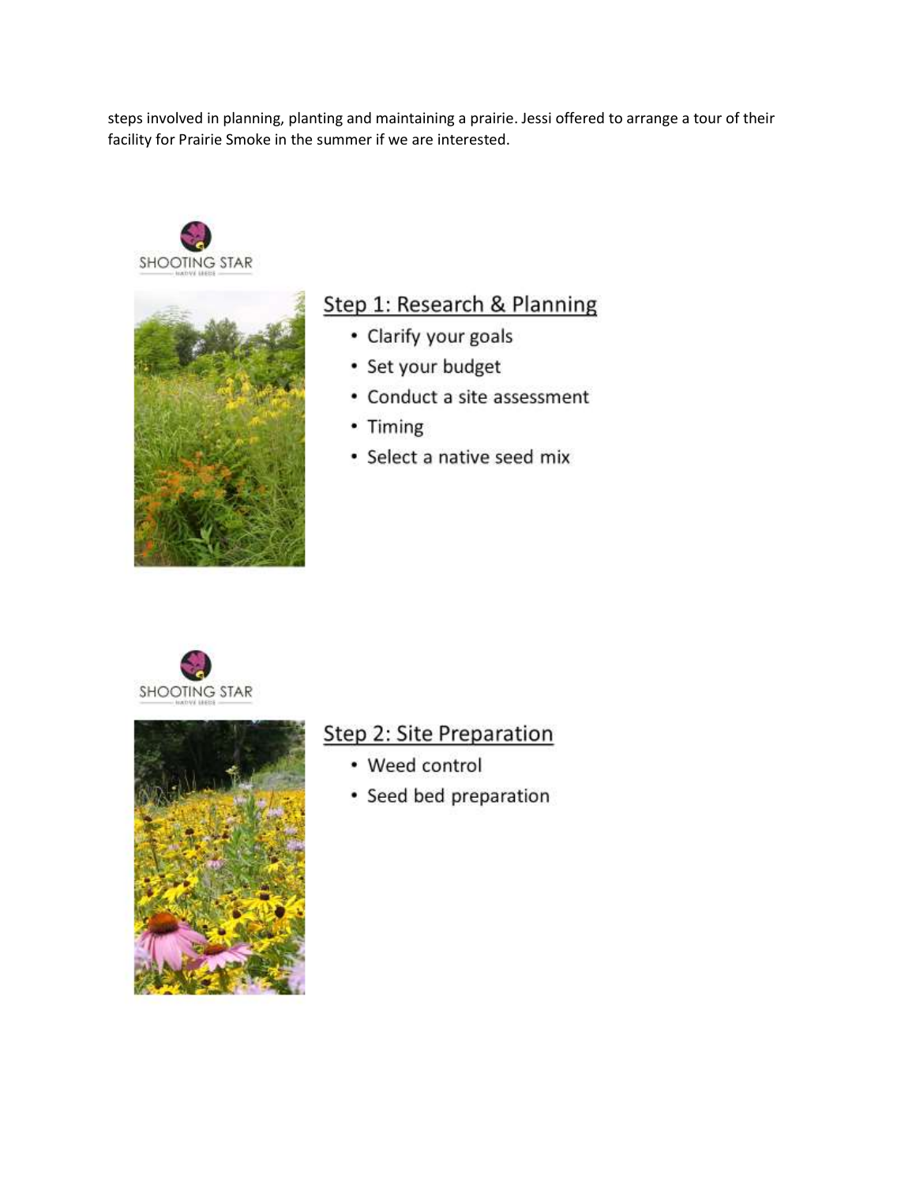steps involved in planning, planting and maintaining a prairie. Jessi offered to arrange a tour of their facility for Prairie Smoke in the summer if we are interested.

SHOOTING STAR

## Step 1: Research & Planning

- Clarify your goals
- Set your budget
- Conduct a site assessment
- Timing
- Select a native seed mix

SHOOTING STAR

## Step 2: Site Preparation

- Weed control
- Seed bed preparation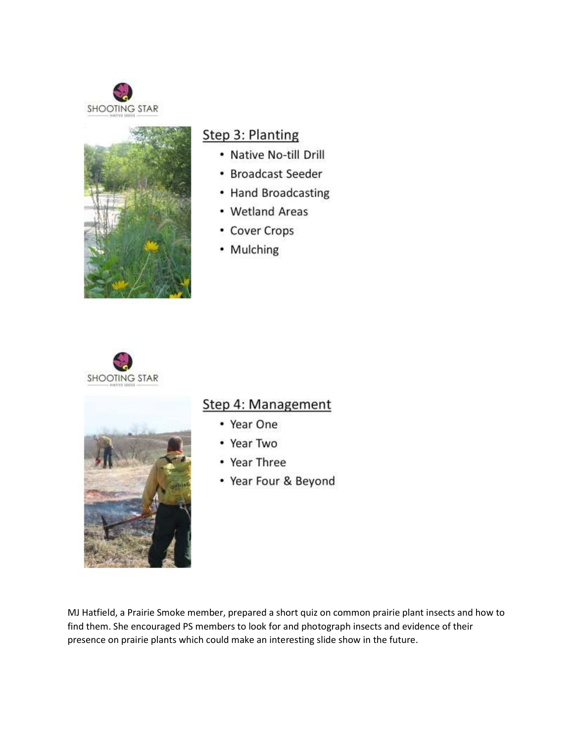SHOOTING STAR

NATIVE SEEDS

## Step 3: Planting

- Native No-till Drill
- Broadcast Seeder
- Hand Broadcasting
- Wetland Areas
- Cover Crops
- Mulching

SHOOTING STAR

NATIVE SEEDS

## Step 4: Management

- Year One
- Year Two
- Year Three
- Year Four & Beyond

MJ Hatfield, a Prairie Smoke member, prepared a short quiz on common prairie plant insects and how to find them. She encouraged PS members to look for and photograph insects and evidence of their presence on prairie plants which could make an interesting slide show in the future.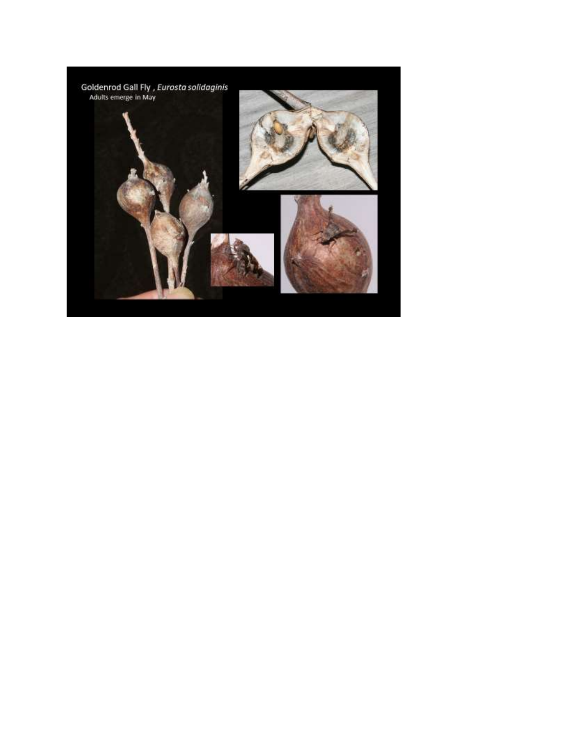Goldenrod Gall Fly , *Eurosta solidaginis*

Adults emerge in May